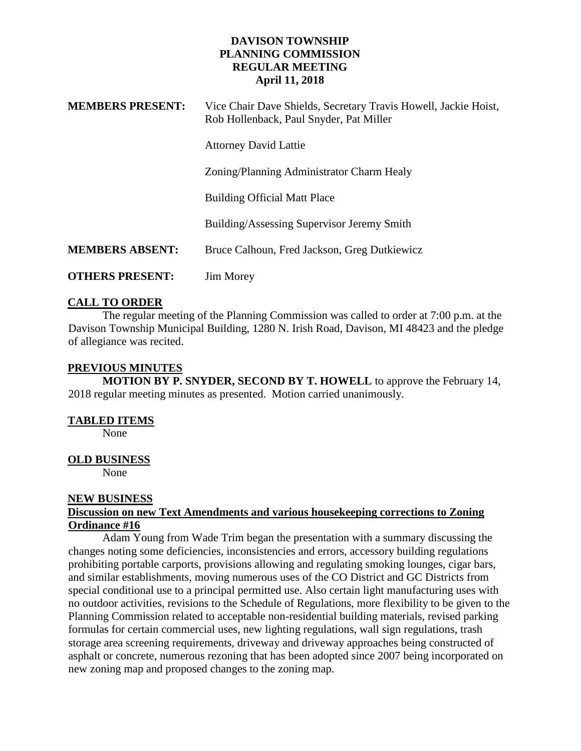**DAVISON TOWNSHIP**
**PLANNING COMMISSION**
**REGULAR MEETING**
**April 11, 2018**

**MEMBERS PRESENT:** Vice Chair Dave Shields, Secretary Travis Howell, Jackie Hoist, Rob Hollenback, Paul Snyder, Pat Miller

Attorney David Lattie

Zoning/Planning Administrator Charm Healy

Building Official Matt Place

Building/Assessing Supervisor Jeremy Smith

**MEMBERS ABSENT:** Bruce Calhoun, Fred Jackson, Greg Dutkiewicz

**OTHERS PRESENT:** Jim Morey

## CALL TO ORDER

The regular meeting of the Planning Commission was called to order at 7:00 p.m. at the Davison Township Municipal Building, 1280 N. Irish Road, Davison, MI 48423 and the pledge of allegiance was recited.

## PREVIOUS MINUTES

**MOTION BY P. SNYDER, SECOND BY T. HOWELL** to approve the February 14, 2018 regular meeting minutes as presented. Motion carried unanimously.

## TABLED ITEMS

None

## OLD BUSINESS

None

## NEW BUSINESS

### Discussion on new Text Amendments and various housekeeping corrections to Zoning Ordinance #16

Adam Young from Wade Trim began the presentation with a summary discussing the changes noting some deficiencies, inconsistencies and errors, accessory building regulations prohibiting portable carports, provisions allowing and regulating smoking lounges, cigar bars, and similar establishments, moving numerous uses of the CO District and GC Districts from special conditional use to a principal permitted use. Also certain light manufacturing uses with no outdoor activities, revisions to the Schedule of Regulations, more flexibility to be given to the Planning Commission related to acceptable non-residential building materials, revised parking formulas for certain commercial uses, new lighting regulations, wall sign regulations, trash storage area screening requirements, driveway and driveway approaches being constructed of asphalt or concrete, numerous rezoning that has been adopted since 2007 being incorporated on new zoning map and proposed changes to the zoning map.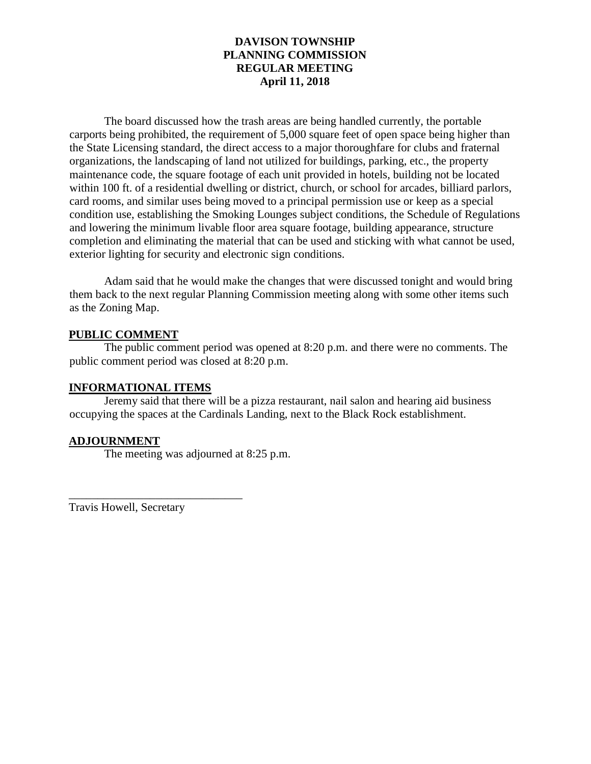**DAVISON TOWNSHIP**
**PLANNING COMMISSION**
**REGULAR MEETING**
**April 11, 2018**

The board discussed how the trash areas are being handled currently, the portable carports being prohibited, the requirement of 5,000 square feet of open space being higher than the State Licensing standard, the direct access to a major thoroughfare for clubs and fraternal organizations, the landscaping of land not utilized for buildings, parking, etc., the property maintenance code, the square footage of each unit provided in hotels, building not be located within 100 ft. of a residential dwelling or district, church, or school for arcades, billiard parlors, card rooms, and similar uses being moved to a principal permission use or keep as a special condition use, establishing the Smoking Lounges subject conditions, the Schedule of Regulations and lowering the minimum livable floor area square footage, building appearance, structure completion and eliminating the material that can be used and sticking with what cannot be used, exterior lighting for security and electronic sign conditions.

Adam said that he would make the changes that were discussed tonight and would bring them back to the next regular Planning Commission meeting along with some other items such as the Zoning Map.

**PUBLIC COMMENT**

The public comment period was opened at 8:20 p.m. and there were no comments. The public comment period was closed at 8:20 p.m.

**INFORMATIONAL ITEMS**

Jeremy said that there will be a pizza restaurant, nail salon and hearing aid business occupying the spaces at the Cardinals Landing, next to the Black Rock establishment.

**ADJOURNMENT**

The meeting was adjourned at 8:25 p.m.

______________________________
Travis Howell, Secretary